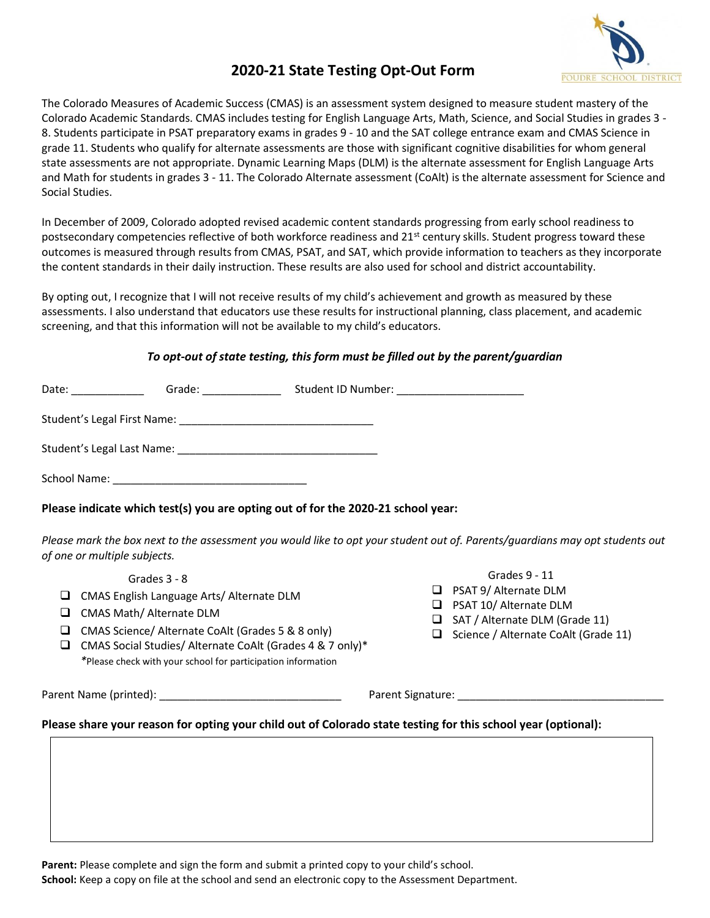# 2020-21 State Testing Opt-Out Form

POUDRE SCHOOL DISTRICT

The Colorado Measures of Academic Success (CMAS) is an assessment system designed to measure student mastery of the Colorado Academic Standards. CMAS includes testing for English Language Arts, Math, Science, and Social Studies in grades 3 - 8. Students participate in PSAT preparatory exams in grades 9 - 10 and the SAT college entrance exam and CMAS Science in grade 11. Students who qualify for alternate assessments are those with significant cognitive disabilities for whom general state assessments are not appropriate. Dynamic Learning Maps (DLM) is the alternate assessment for English Language Arts and Math for students in grades 3 - 11. The Colorado Alternate assessment (CoAlt) is the alternate assessment for Science and Social Studies.

In December of 2009, Colorado adopted revised academic content standards progressing from early school readiness to postsecondary competencies reflective of both workforce readiness and 21st century skills. Student progress toward these outcomes is measured through results from CMAS, PSAT, and SAT, which provide information to teachers as they incorporate the content standards in their daily instruction. These results are also used for school and district accountability.

By opting out, I recognize that I will not receive results of my child's achievement and growth as measured by these assessments. I also understand that educators use these results for instructional planning, class placement, and academic screening, and that this information will not be available to my child's educators.

***To opt-out of state testing, this form must be filled out by the parent/guardian***

Date: ____________ Grade: _____________ Student ID Number: _____________________

Student's Legal First Name: ________________________________

Student's Legal Last Name: _________________________________

School Name: ________________________________

**Please indicate which test(s) you are opting out of for the 2020-21 school year:**

*Please mark the box next to the assessment you would like to opt your student out of. Parents/guardians may opt students out of one or multiple subjects.*

Grades 3 - 8

- ☐ CMAS English Language Arts/ Alternate DLM
- ☐ CMAS Math/ Alternate DLM
- ☐ CMAS Science/ Alternate CoAlt (Grades 5 & 8 only)
- ☐ CMAS Social Studies/ Alternate CoAlt (Grades 4 & 7 only)*

*Please check with your school for participation information

Grades 9 - 11

- ☐ PSAT 9/ Alternate DLM
- ☐ PSAT 10/ Alternate DLM
- ☐ SAT / Alternate DLM (Grade 11)
- ☐ Science / Alternate CoAlt (Grade 11)

Parent Name (printed): ______________________________ Parent Signature: __________________________________

**Please share your reason for opting your child out of Colorado state testing for this school year (optional):**

**Parent:** Please complete and sign the form and submit a printed copy to your child's school.
**School:** Keep a copy on file at the school and send an electronic copy to the Assessment Department.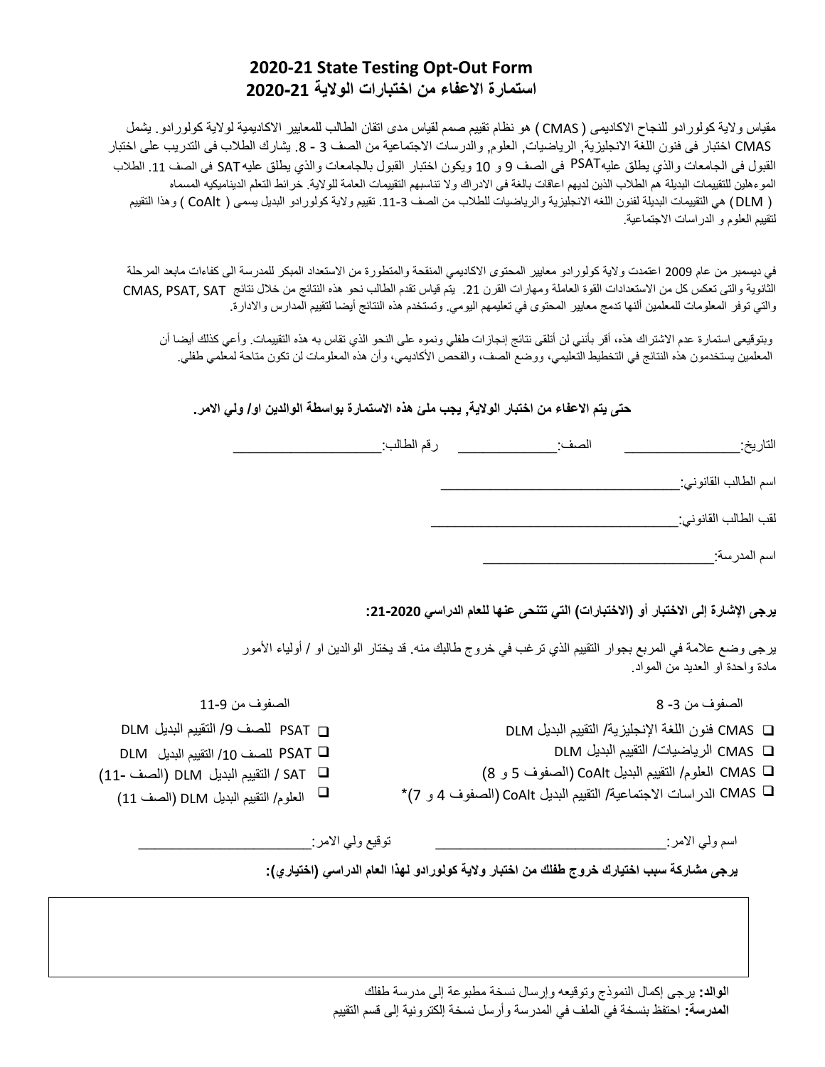# 2020-21 State Testing Opt-Out Form
# استمارة الاعفاء من اختبارات الولاية 21-2020

مقياس ولاية كولورادو للنجاح الاكاديمى ( CMAS ) هو نظام تقييم صمم لقياس مدى اتقان الطالب للمعايير الاكاديمية لولاية كولورادو. يشمل CMAS اختبار فى فنون اللغة الانجليزية, الرياضيات, العلوم, والدرسات الاجتماعية من الصف 3 - 8. يشارك الطلاب فى التدريب على اختبار القبول فى الجامعات والذي يطلق عليهPSAT فى الصف 9 و 10 ويكون اختبار القبول بالجامعات والذي يطلق عليهSAT فى الصف 11. الطلاب الموءهلين للتقييمات البديلة هم الطلاب الذين لديهم اعاقات بالغة فى الادراك ولا تناسبهم التقييمات العامة للولاية. خرائط التعلم الديناميكيه المسماه ( DLM ) هي التقييمات البديلة لفنون اللغه الانجليزية والرياضيات للطلاب من الصف 3-11. تقييم ولاية كولورادو البديل يسمى ( CoAlt ) وهذا التقييم لتقييم العلوم و الدراسات الاجتماعية.

في ديسمبر من عام 2009 اعتمدت ولاية كولورادو معايير المحتوى الاكاديمي المنقحة والمتطورة من الاستعداد المبكر للمدرسة الى كفاءات مابعد المرحلة الثانوية والتى تعكس كل من الاستعدادات القوة العاملة ومهارات القرن 21. يتم قياس تقدم الطالب نحو هذه النتائج من خلال نتائج CMAS, PSAT, SAT والتي توفر المعلومات للمعلمين ألنها تدمج معايير المحتوى في تعليمهم اليومي. وتستخدم هذه النتائج أيضا لتقييم المدارس والادارة.

وبتوقيعي استمارة عدم الاشتراك هذه، أقر بأنني لن أتلقى نتائج إنجازات طفلي ونموه على النحو الذي تقاس به هذه التقييمات. وأعي كذلك أيضا أن المعلمين يستخدمون هذه النتائج في التخطيط التعليمي، ووضع الصف، والفحص الأكاديمي، وأن هذه المعلومات لن تكون متاحة لمعلمي طفلي.

**حتى يتم الاعفاء من اختبار الولاية, يجب ملئ هذه الاستمارة بواسطة الوالدين او/ ولي الامر.**

التاريخ:\_\_\_\_\_\_\_\_\_\_\_\_\_\_\_ الصف:\_\_\_\_\_\_\_\_\_\_\_\_ رقم الطالب:\_\_\_\_\_\_\_\_\_\_\_\_\_\_\_\_\_\_\_\_

اسم الطالب القانوني:\_\_\_\_\_\_\_\_\_\_\_\_\_\_\_\_\_\_\_\_\_\_\_\_\_\_\_\_\_\_

لقب الطالب القانوني:\_\_\_\_\_\_\_\_\_\_\_\_\_\_\_\_\_\_\_\_\_\_\_\_\_\_\_\_\_\_\_\_\_

اسم المدرسة:\_\_\_\_\_\_\_\_\_\_\_\_\_\_\_\_\_\_\_\_\_\_\_\_\_\_\_\_\_\_

**يرجى الإشارة إلى الاختبار أو (الاختبارات) التي تتنحى عنها للعام الدراسي 2020-21:**

يرجى وضع علامة في المربع بجوار التقييم الذي ترغب في خروج طالبك منه. قد يختار الوالدين او / أولياء الأمور مادة واحدة او العديد من المواد.

الصفوف من 3- 8

- ☐ CMAS فنون اللغة الإنجليزية/ التقييم البديل DLM
- ☐ CMAS الرياضيات/ التقييم البديل DLM
- ☐ CMAS العلوم/ التقييم البديل CoAlt (الصفوف 5 و 8)
- ☐ CMAS الدراسات الاجتماعية/ التقييم البديل CoAlt (الصفوف 4 و 7)*

الصفوف من 9-11

- ☐ PSAT للصف 9/ التقييم البديل DLM
- ☐ PSAT للصف 10/ التقييم البديل DLM
- ☐ SAT / التقييم البديل DLM (الصف -11)
- ☐ العلوم/ التقييم البديل DLM (الصف 11)

اسم ولي الامر:\_\_\_\_\_\_\_\_\_\_\_\_\_\_\_\_\_\_\_\_\_\_\_\_\_\_\_\_\_\_ توقيع ولي الامر:\_\_\_\_\_\_\_\_\_\_\_\_\_\_\_\_\_\_\_\_\_\_\_\_

**يرجى مشاركة سبب اختيارك خروج طفلك من اختبار ولاية كولورادو لهذا العام الدراسي (اختياري):**

| |
|---|
| |

**الوالد:** يرجى إكمال النموذج وتوقيعه وإرسال نسخة مطبوعة إلى مدرسة طفلك

**المدرسة:** احتفظ بنسخة في الملف في المدرسة وأرسل نسخة إلكترونية إلى قسم التقييم